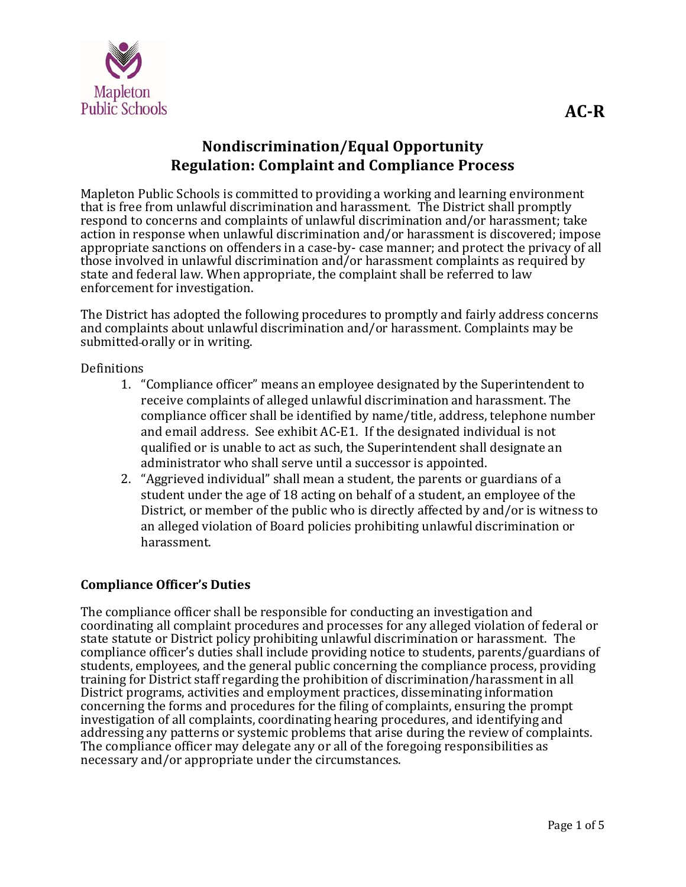AC-R

# Nondiscrimination/Equal Opportunity
# Regulation: Complaint and Compliance Process

Mapleton Public Schools is committed to providing a working and learning environment that is free from unlawful discrimination and harassment. The District shall promptly respond to concerns and complaints of unlawful discrimination and/or harassment; take action in response when unlawful discrimination and/or harassment is discovered; impose appropriate sanctions on offenders in a case-by- case manner; and protect the privacy of all those involved in unlawful discrimination and/or harassment complaints as required by state and federal law. When appropriate, the complaint shall be referred to law enforcement for investigation.

The District has adopted the following procedures to promptly and fairly address concerns and complaints about unlawful discrimination and/or harassment. Complaints may be submitted orally or in writing.

Definitions

1. "Compliance officer" means an employee designated by the Superintendent to receive complaints of alleged unlawful discrimination and harassment. The compliance officer shall be identified by name/title, address, telephone number and email address. See exhibit AC-E1. If the designated individual is not qualified or is unable to act as such, the Superintendent shall designate an administrator who shall serve until a successor is appointed.
2. "Aggrieved individual" shall mean a student, the parents or guardians of a student under the age of 18 acting on behalf of a student, an employee of the District, or member of the public who is directly affected by and/or is witness to an alleged violation of Board policies prohibiting unlawful discrimination or harassment.

**Compliance Officer's Duties**

The compliance officer shall be responsible for conducting an investigation and coordinating all complaint procedures and processes for any alleged violation of federal or state statute or District policy prohibiting unlawful discrimination or harassment. The compliance officer's duties shall include providing notice to students, parents/guardians of students, employees, and the general public concerning the compliance process, providing training for District staff regarding the prohibition of discrimination/harassment in all District programs, activities and employment practices, disseminating information concerning the forms and procedures for the filing of complaints, ensuring the prompt investigation of all complaints, coordinating hearing procedures, and identifying and addressing any patterns or systemic problems that arise during the review of complaints. The compliance officer may delegate any or all of the foregoing responsibilities as necessary and/or appropriate under the circumstances.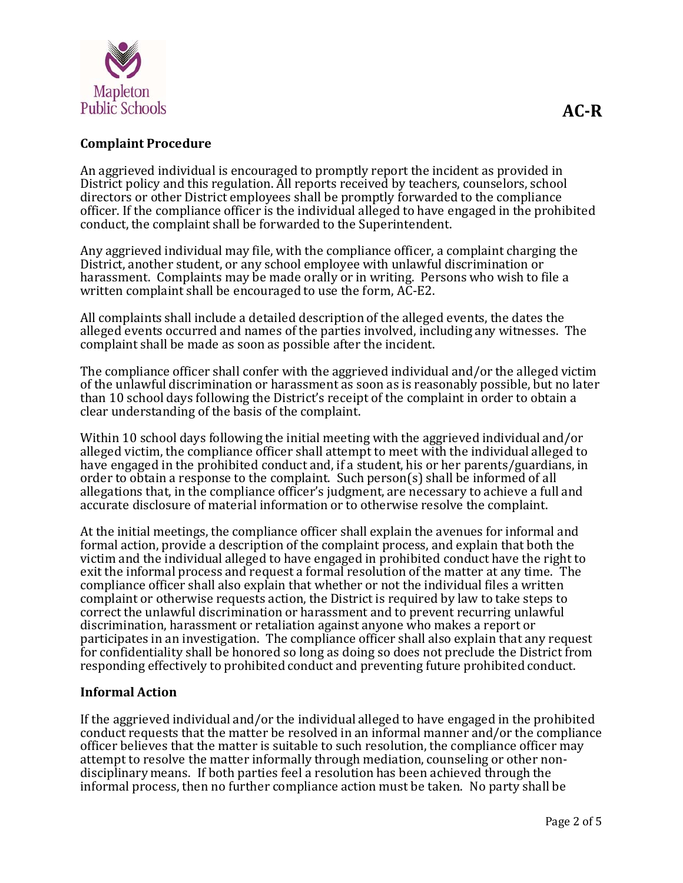## Complaint Procedure

An aggrieved individual is encouraged to promptly report the incident as provided in District policy and this regulation. All reports received by teachers, counselors, school directors or other District employees shall be promptly forwarded to the compliance officer. If the compliance officer is the individual alleged to have engaged in the prohibited conduct, the complaint shall be forwarded to the Superintendent.

Any aggrieved individual may file, with the compliance officer, a complaint charging the District, another student, or any school employee with unlawful discrimination or harassment. Complaints may be made orally or in writing. Persons who wish to file a written complaint shall be encouraged to use the form, AC-E2.

All complaints shall include a detailed description of the alleged events, the dates the alleged events occurred and names of the parties involved, including any witnesses. The complaint shall be made as soon as possible after the incident.

The compliance officer shall confer with the aggrieved individual and/or the alleged victim of the unlawful discrimination or harassment as soon as is reasonably possible, but no later than 10 school days following the District's receipt of the complaint in order to obtain a clear understanding of the basis of the complaint.

Within 10 school days following the initial meeting with the aggrieved individual and/or alleged victim, the compliance officer shall attempt to meet with the individual alleged to have engaged in the prohibited conduct and, if a student, his or her parents/guardians, in order to obtain a response to the complaint. Such person(s) shall be informed of all allegations that, in the compliance officer's judgment, are necessary to achieve a full and accurate disclosure of material information or to otherwise resolve the complaint.

At the initial meetings, the compliance officer shall explain the avenues for informal and formal action, provide a description of the complaint process, and explain that both the victim and the individual alleged to have engaged in prohibited conduct have the right to exit the informal process and request a formal resolution of the matter at any time. The compliance officer shall also explain that whether or not the individual files a written complaint or otherwise requests action, the District is required by law to take steps to correct the unlawful discrimination or harassment and to prevent recurring unlawful discrimination, harassment or retaliation against anyone who makes a report or participates in an investigation. The compliance officer shall also explain that any request for confidentiality shall be honored so long as doing so does not preclude the District from responding effectively to prohibited conduct and preventing future prohibited conduct.

## Informal Action

If the aggrieved individual and/or the individual alleged to have engaged in the prohibited conduct requests that the matter be resolved in an informal manner and/or the compliance officer believes that the matter is suitable to such resolution, the compliance officer may attempt to resolve the matter informally through mediation, counseling or other non-disciplinary means. If both parties feel a resolution has been achieved through the informal process, then no further compliance action must be taken. No party shall be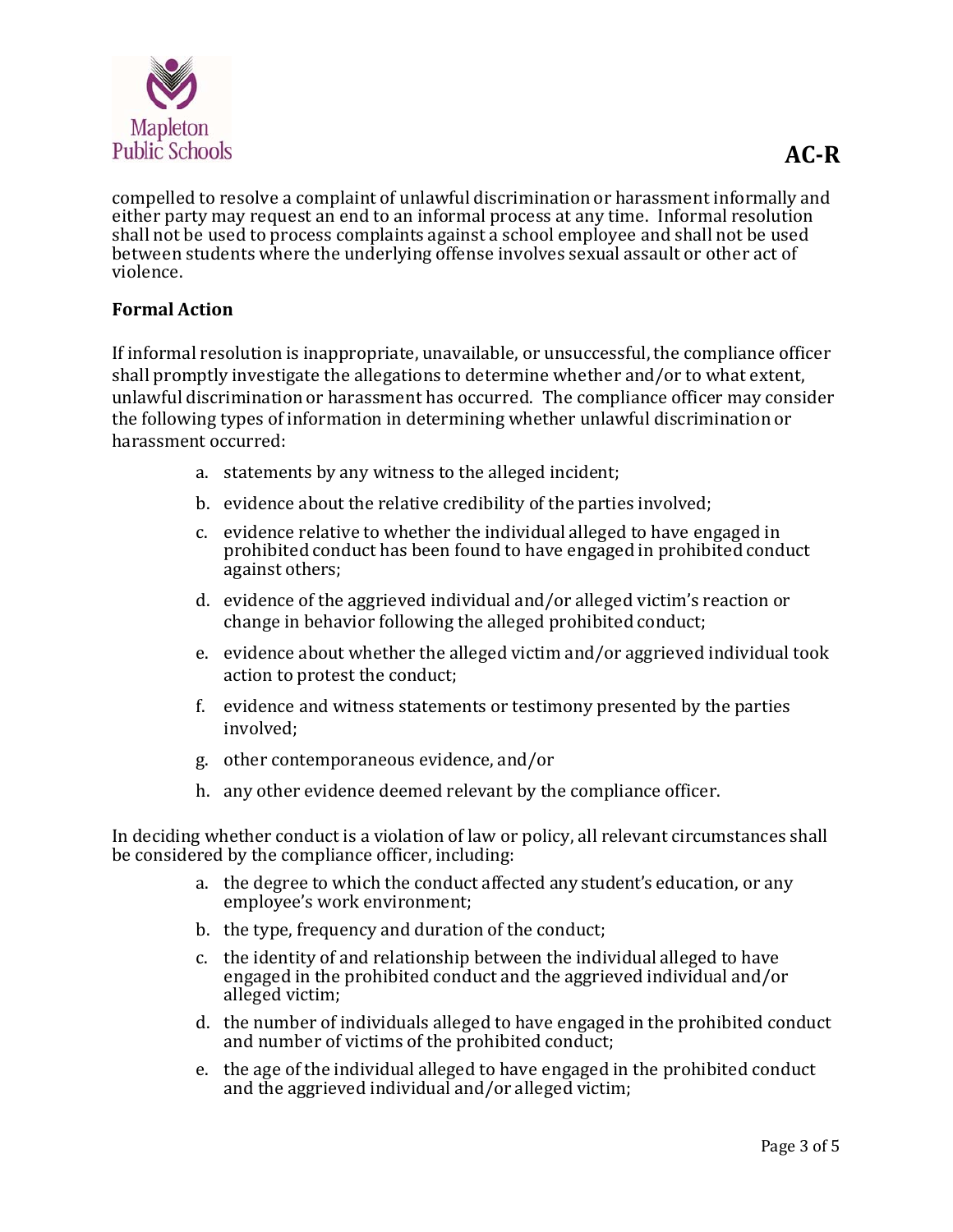compelled to resolve a complaint of unlawful discrimination or harassment informally and either party may request an end to an informal process at any time. Informal resolution shall not be used to process complaints against a school employee and shall not be used between students where the underlying offense involves sexual assault or other act of violence.

**Formal Action**

If informal resolution is inappropriate, unavailable, or unsuccessful, the compliance officer shall promptly investigate the allegations to determine whether and/or to what extent, unlawful discrimination or harassment has occurred. The compliance officer may consider the following types of information in determining whether unlawful discrimination or harassment occurred:

a. statements by any witness to the alleged incident;

b. evidence about the relative credibility of the parties involved;

c. evidence relative to whether the individual alleged to have engaged in prohibited conduct has been found to have engaged in prohibited conduct against others;

d. evidence of the aggrieved individual and/or alleged victim's reaction or change in behavior following the alleged prohibited conduct;

e. evidence about whether the alleged victim and/or aggrieved individual took action to protest the conduct;

f. evidence and witness statements or testimony presented by the parties involved;

g. other contemporaneous evidence, and/or

h. any other evidence deemed relevant by the compliance officer.

In deciding whether conduct is a violation of law or policy, all relevant circumstances shall be considered by the compliance officer, including:

a. the degree to which the conduct affected any student's education, or any employee's work environment;

b. the type, frequency and duration of the conduct;

c. the identity of and relationship between the individual alleged to have engaged in the prohibited conduct and the aggrieved individual and/or alleged victim;

d. the number of individuals alleged to have engaged in the prohibited conduct and number of victims of the prohibited conduct;

e. the age of the individual alleged to have engaged in the prohibited conduct and the aggrieved individual and/or alleged victim;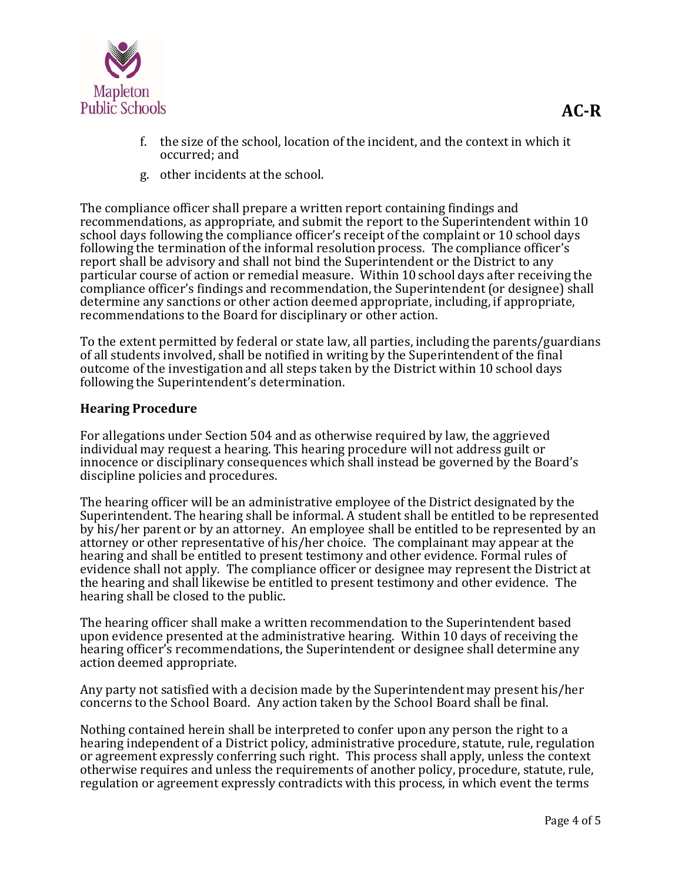f. the size of the school, location of the incident, and the context in which it occurred; and

g. other incidents at the school.

The compliance officer shall prepare a written report containing findings and recommendations, as appropriate, and submit the report to the Superintendent within 10 school days following the compliance officer's receipt of the complaint or 10 school days following the termination of the informal resolution process. The compliance officer's report shall be advisory and shall not bind the Superintendent or the District to any particular course of action or remedial measure. Within 10 school days after receiving the compliance officer's findings and recommendation, the Superintendent (or designee) shall determine any sanctions or other action deemed appropriate, including, if appropriate, recommendations to the Board for disciplinary or other action.

To the extent permitted by federal or state law, all parties, including the parents/guardians of all students involved, shall be notified in writing by the Superintendent of the final outcome of the investigation and all steps taken by the District within 10 school days following the Superintendent's determination.

**Hearing Procedure**

For allegations under Section 504 and as otherwise required by law, the aggrieved individual may request a hearing. This hearing procedure will not address guilt or innocence or disciplinary consequences which shall instead be governed by the Board's discipline policies and procedures.

The hearing officer will be an administrative employee of the District designated by the Superintendent. The hearing shall be informal. A student shall be entitled to be represented by his/her parent or by an attorney. An employee shall be entitled to be represented by an attorney or other representative of his/her choice. The complainant may appear at the hearing and shall be entitled to present testimony and other evidence. Formal rules of evidence shall not apply. The compliance officer or designee may represent the District at the hearing and shall likewise be entitled to present testimony and other evidence. The hearing shall be closed to the public.

The hearing officer shall make a written recommendation to the Superintendent based upon evidence presented at the administrative hearing. Within 10 days of receiving the hearing officer's recommendations, the Superintendent or designee shall determine any action deemed appropriate.

Any party not satisfied with a decision made by the Superintendent may present his/her concerns to the School Board. Any action taken by the School Board shall be final.

Nothing contained herein shall be interpreted to confer upon any person the right to a hearing independent of a District policy, administrative procedure, statute, rule, regulation or agreement expressly conferring such right. This process shall apply, unless the context otherwise requires and unless the requirements of another policy, procedure, statute, rule, regulation or agreement expressly contradicts with this process, in which event the terms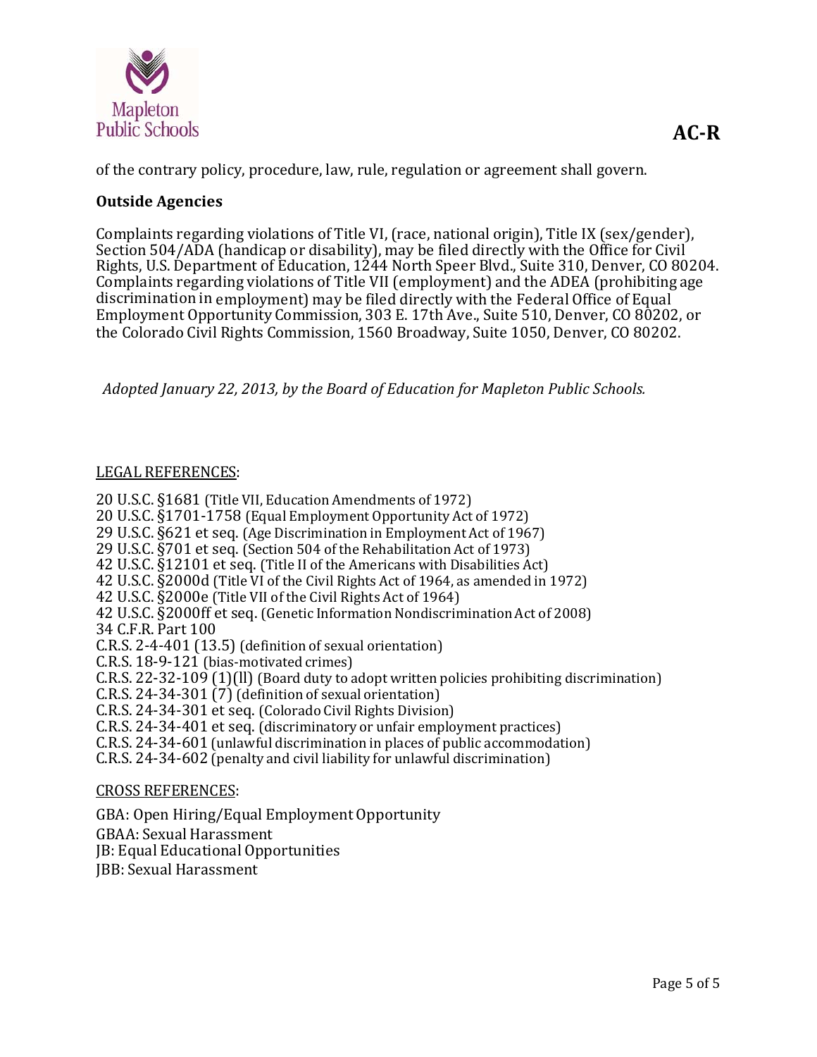of the contrary policy, procedure, law, rule, regulation or agreement shall govern.

**Outside Agencies**

Complaints regarding violations of Title VI, (race, national origin), Title IX (sex/gender), Section 504/ADA (handicap or disability), may be filed directly with the Office for Civil Rights, U.S. Department of Education, 1244 North Speer Blvd., Suite 310, Denver, CO 80204. Complaints regarding violations of Title VII (employment) and the ADEA (prohibiting age discrimination in employment) may be filed directly with the Federal Office of Equal Employment Opportunity Commission, 303 E. 17th Ave., Suite 510, Denver, CO 80202, or the Colorado Civil Rights Commission, 1560 Broadway, Suite 1050, Denver, CO 80202.

*Adopted January 22, 2013, by the Board of Education for Mapleton Public Schools.*

LEGAL REFERENCES:

20 U.S.C. §1681 (Title VII, Education Amendments of 1972)
20 U.S.C. §1701-1758 (Equal Employment Opportunity Act of 1972)
29 U.S.C. §621 et seq. (Age Discrimination in Employment Act of 1967)
29 U.S.C. §701 et seq. (Section 504 of the Rehabilitation Act of 1973)
42 U.S.C. §12101 et seq. (Title II of the Americans with Disabilities Act)
42 U.S.C. §2000d (Title VI of the Civil Rights Act of 1964, as amended in 1972)
42 U.S.C. §2000e (Title VII of the Civil Rights Act of 1964)
42 U.S.C. §2000ff et seq. (Genetic Information Nondiscrimination Act of 2008)
34 C.F.R. Part 100
C.R.S. 2-4-401 (13.5) (definition of sexual orientation)
C.R.S. 18-9-121 (bias-motivated crimes)
C.R.S. 22-32-109 (1)(ll) (Board duty to adopt written policies prohibiting discrimination)
C.R.S. 24-34-301 (7) (definition of sexual orientation)
C.R.S. 24-34-301 et seq. (Colorado Civil Rights Division)
C.R.S. 24-34-401 et seq. (discriminatory or unfair employment practices)
C.R.S. 24-34-601 (unlawful discrimination in places of public accommodation)
C.R.S. 24-34-602 (penalty and civil liability for unlawful discrimination)

CROSS REFERENCES:

GBA: Open Hiring/Equal Employment Opportunity
GBAA: Sexual Harassment
JB: Equal Educational Opportunities
JBB: Sexual Harassment